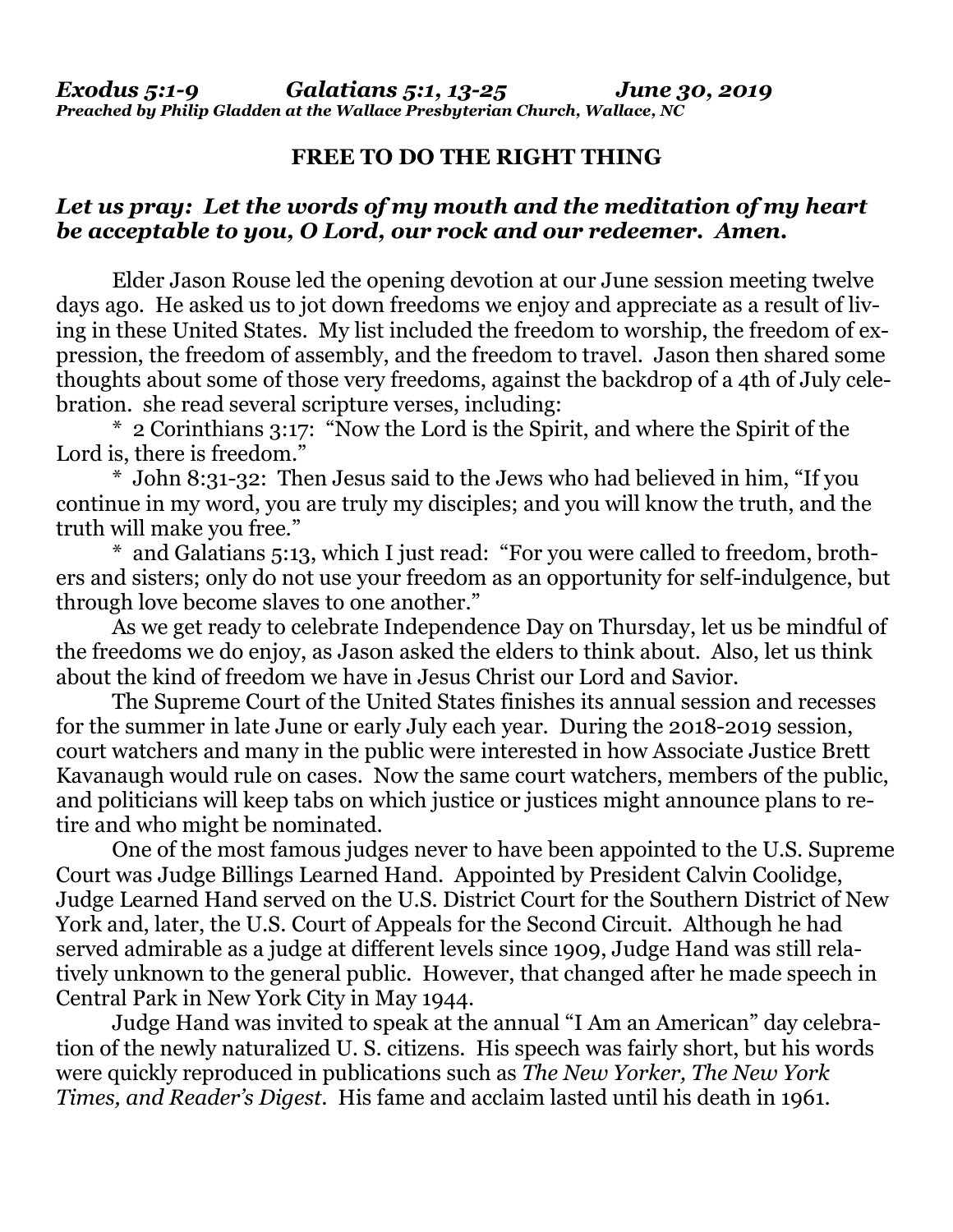*Exodus 5:1-9 Galatians 5:1, 13-25 June 30, 2019*
***Preached by Philip Gladden at the Wallace Presbyterian Church, Wallace, NC***

**FREE TO DO THE RIGHT THING**

***Let us pray: Let the words of my mouth and the meditation of my heart be acceptable to you, O Lord, our rock and our redeemer. Amen.***

Elder Jason Rouse led the opening devotion at our June session meeting twelve days ago. He asked us to jot down freedoms we enjoy and appreciate as a result of living in these United States. My list included the freedom to worship, the freedom of expression, the freedom of assembly, and the freedom to travel. Jason then shared some thoughts about some of those very freedoms, against the backdrop of a 4th of July celebration. she read several scripture verses, including:

* 2 Corinthians 3:17: "Now the Lord is the Spirit, and where the Spirit of the Lord is, there is freedom."

* John 8:31-32: Then Jesus said to the Jews who had believed in him, "If you continue in my word, you are truly my disciples; and you will know the truth, and the truth will make you free."

* and Galatians 5:13, which I just read: "For you were called to freedom, brothers and sisters; only do not use your freedom as an opportunity for self-indulgence, but through love become slaves to one another."

As we get ready to celebrate Independence Day on Thursday, let us be mindful of the freedoms we do enjoy, as Jason asked the elders to think about. Also, let us think about the kind of freedom we have in Jesus Christ our Lord and Savior.

The Supreme Court of the United States finishes its annual session and recesses for the summer in late June or early July each year. During the 2018-2019 session, court watchers and many in the public were interested in how Associate Justice Brett Kavanaugh would rule on cases. Now the same court watchers, members of the public, and politicians will keep tabs on which justice or justices might announce plans to retire and who might be nominated.

One of the most famous judges never to have been appointed to the U.S. Supreme Court was Judge Billings Learned Hand. Appointed by President Calvin Coolidge, Judge Learned Hand served on the U.S. District Court for the Southern District of New York and, later, the U.S. Court of Appeals for the Second Circuit. Although he had served admirable as a judge at different levels since 1909, Judge Hand was still relatively unknown to the general public. However, that changed after he made speech in Central Park in New York City in May 1944.

Judge Hand was invited to speak at the annual "I Am an American" day celebration of the newly naturalized U. S. citizens. His speech was fairly short, but his words were quickly reproduced in publications such as *The New Yorker, The New York Times, and Reader's Digest*. His fame and acclaim lasted until his death in 1961.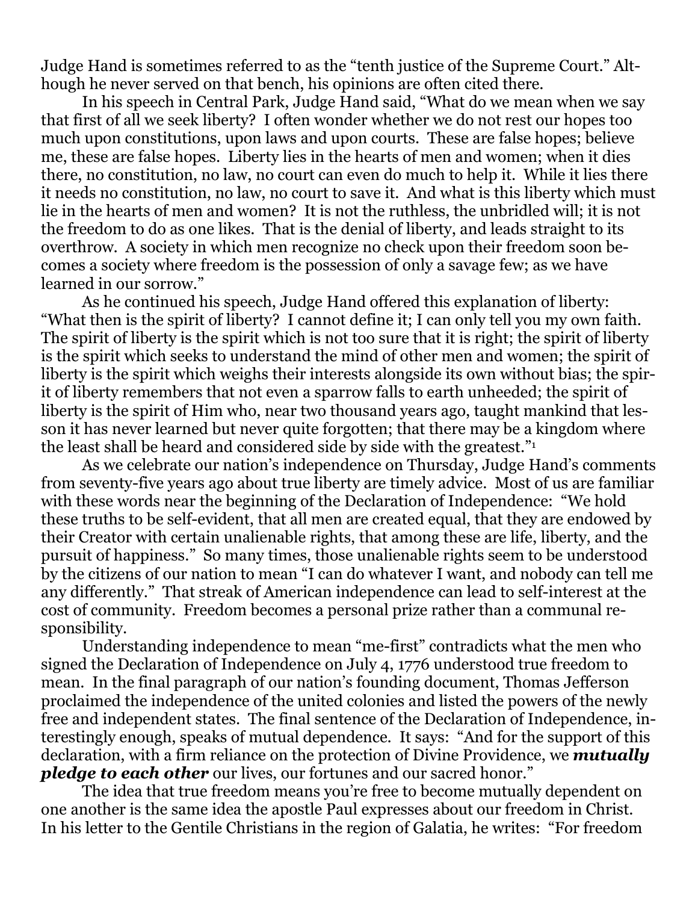Judge Hand is sometimes referred to as the "tenth justice of the Supreme Court." Although he never served on that bench, his opinions are often cited there.

In his speech in Central Park, Judge Hand said, "What do we mean when we say that first of all we seek liberty? I often wonder whether we do not rest our hopes too much upon constitutions, upon laws and upon courts. These are false hopes; believe me, these are false hopes. Liberty lies in the hearts of men and women; when it dies there, no constitution, no law, no court can even do much to help it. While it lies there it needs no constitution, no law, no court to save it. And what is this liberty which must lie in the hearts of men and women? It is not the ruthless, the unbridled will; it is not the freedom to do as one likes. That is the denial of liberty, and leads straight to its overthrow. A society in which men recognize no check upon their freedom soon becomes a society where freedom is the possession of only a savage few; as we have learned in our sorrow."

As he continued his speech, Judge Hand offered this explanation of liberty: "What then is the spirit of liberty? I cannot define it; I can only tell you my own faith. The spirit of liberty is the spirit which is not too sure that it is right; the spirit of liberty is the spirit which seeks to understand the mind of other men and women; the spirit of liberty is the spirit which weighs their interests alongside its own without bias; the spirit of liberty remembers that not even a sparrow falls to earth unheeded; the spirit of liberty is the spirit of Him who, near two thousand years ago, taught mankind that lesson it has never learned but never quite forgotten; that there may be a kingdom where the least shall be heard and considered side by side with the greatest."[1]

As we celebrate our nation's independence on Thursday, Judge Hand's comments from seventy-five years ago about true liberty are timely advice. Most of us are familiar with these words near the beginning of the Declaration of Independence: "We hold these truths to be self-evident, that all men are created equal, that they are endowed by their Creator with certain unalienable rights, that among these are life, liberty, and the pursuit of happiness." So many times, those unalienable rights seem to be understood by the citizens of our nation to mean "I can do whatever I want, and nobody can tell me any differently." That streak of American independence can lead to self-interest at the cost of community. Freedom becomes a personal prize rather than a communal responsibility.

Understanding independence to mean "me-first" contradicts what the men who signed the Declaration of Independence on July 4, 1776 understood true freedom to mean. In the final paragraph of our nation's founding document, Thomas Jefferson proclaimed the independence of the united colonies and listed the powers of the newly free and independent states. The final sentence of the Declaration of Independence, interestingly enough, speaks of mutual dependence. It says: "And for the support of this declaration, with a firm reliance on the protection of Divine Providence, we ***mutually pledge to each other*** our lives, our fortunes and our sacred honor."

The idea that true freedom means you're free to become mutually dependent on one another is the same idea the apostle Paul expresses about our freedom in Christ. In his letter to the Gentile Christians in the region of Galatia, he writes: "For freedom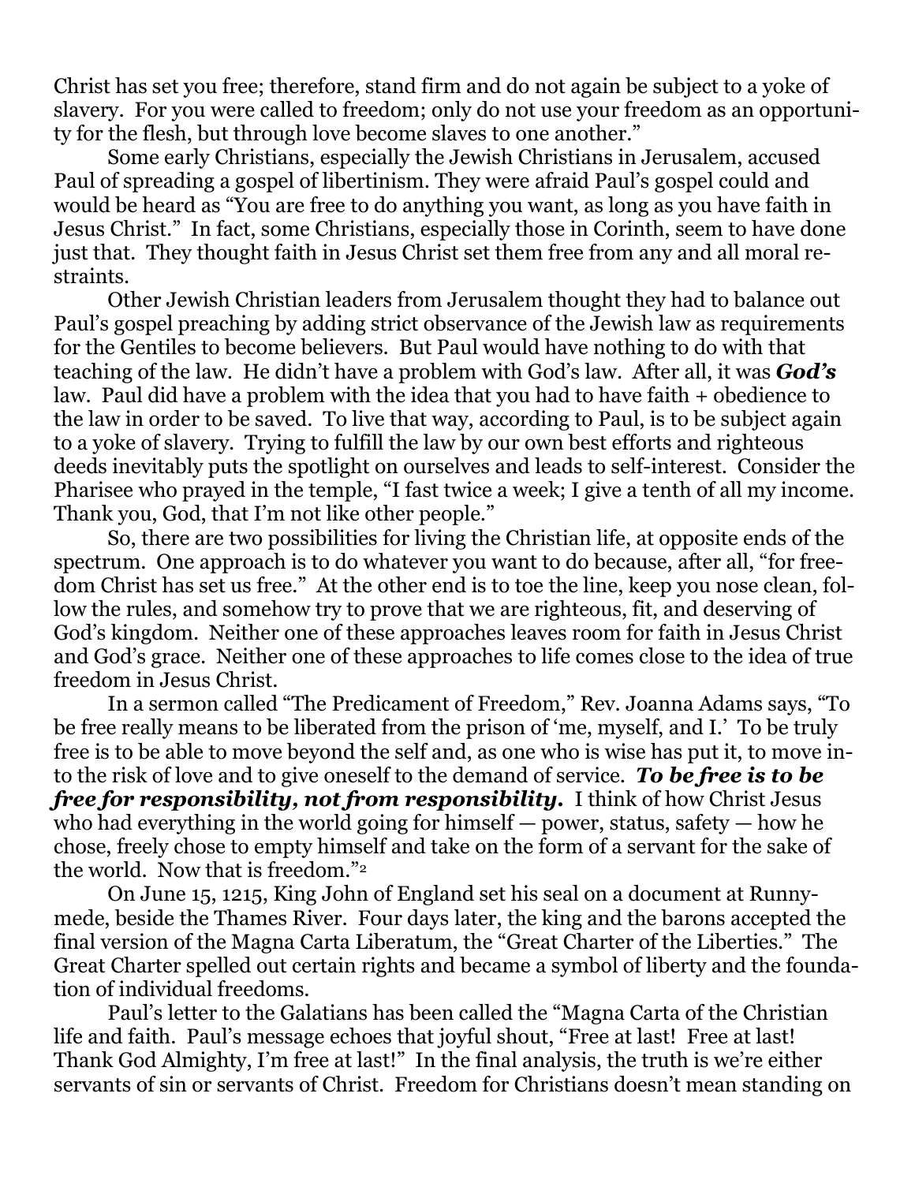Christ has set you free; therefore, stand firm and do not again be subject to a yoke of slavery. For you were called to freedom; only do not use your freedom as an opportunity for the flesh, but through love become slaves to one another."

Some early Christians, especially the Jewish Christians in Jerusalem, accused Paul of spreading a gospel of libertinism. They were afraid Paul's gospel could and would be heard as "You are free to do anything you want, as long as you have faith in Jesus Christ." In fact, some Christians, especially those in Corinth, seem to have done just that. They thought faith in Jesus Christ set them free from any and all moral restraints.

Other Jewish Christian leaders from Jerusalem thought they had to balance out Paul's gospel preaching by adding strict observance of the Jewish law as requirements for the Gentiles to become believers. But Paul would have nothing to do with that teaching of the law. He didn't have a problem with God's law. After all, it was ***God's*** law. Paul did have a problem with the idea that you had to have faith + obedience to the law in order to be saved. To live that way, according to Paul, is to be subject again to a yoke of slavery. Trying to fulfill the law by our own best efforts and righteous deeds inevitably puts the spotlight on ourselves and leads to self-interest. Consider the Pharisee who prayed in the temple, "I fast twice a week; I give a tenth of all my income. Thank you, God, that I'm not like other people."

So, there are two possibilities for living the Christian life, at opposite ends of the spectrum. One approach is to do whatever you want to do because, after all, "for freedom Christ has set us free." At the other end is to toe the line, keep you nose clean, follow the rules, and somehow try to prove that we are righteous, fit, and deserving of God's kingdom. Neither one of these approaches leaves room for faith in Jesus Christ and God's grace. Neither one of these approaches to life comes close to the idea of true freedom in Jesus Christ.

In a sermon called "The Predicament of Freedom," Rev. Joanna Adams says, "To be free really means to be liberated from the prison of 'me, myself, and I.' To be truly free is to be able to move beyond the self and, as one who is wise has put it, to move into the risk of love and to give oneself to the demand of service. ***To be free is to be free for responsibility, not from responsibility.*** I think of how Christ Jesus who had everything in the world going for himself — power, status, safety — how he chose, freely chose to empty himself and take on the form of a servant for the sake of the world. Now that is freedom."[2]

On June 15, 1215, King John of England set his seal on a document at Runnymede, beside the Thames River. Four days later, the king and the barons accepted the final version of the Magna Carta Liberatum, the "Great Charter of the Liberties." The Great Charter spelled out certain rights and became a symbol of liberty and the foundation of individual freedoms.

Paul's letter to the Galatians has been called the "Magna Carta of the Christian life and faith. Paul's message echoes that joyful shout, "Free at last! Free at last! Thank God Almighty, I'm free at last!" In the final analysis, the truth is we're either servants of sin or servants of Christ. Freedom for Christians doesn't mean standing on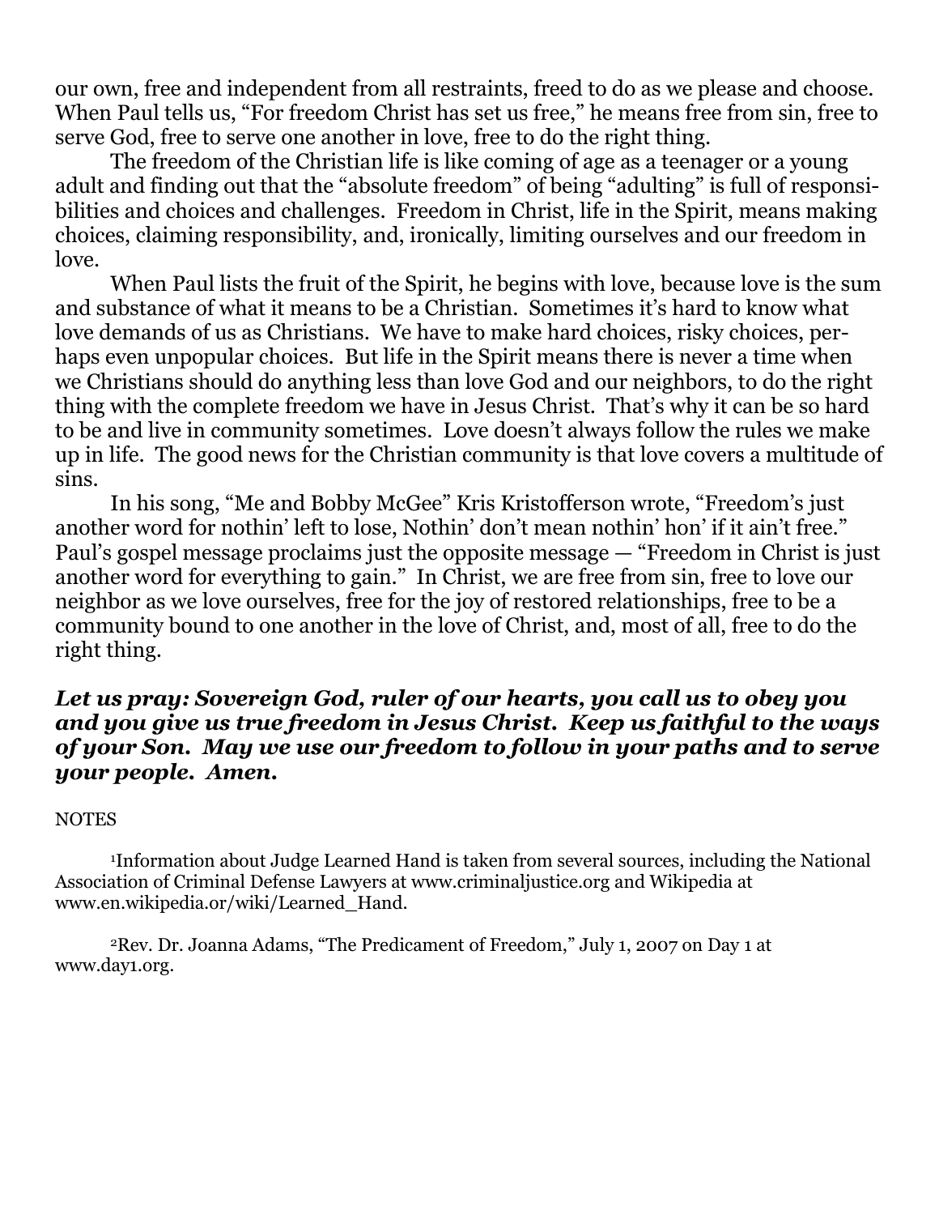our own, free and independent from all restraints, freed to do as we please and choose. When Paul tells us, "For freedom Christ has set us free," he means free from sin, free to serve God, free to serve one another in love, free to do the right thing.

The freedom of the Christian life is like coming of age as a teenager or a young adult and finding out that the "absolute freedom" of being "adulting" is full of responsibilities and choices and challenges. Freedom in Christ, life in the Spirit, means making choices, claiming responsibility, and, ironically, limiting ourselves and our freedom in love.

When Paul lists the fruit of the Spirit, he begins with love, because love is the sum and substance of what it means to be a Christian. Sometimes it's hard to know what love demands of us as Christians. We have to make hard choices, risky choices, perhaps even unpopular choices. But life in the Spirit means there is never a time when we Christians should do anything less than love God and our neighbors, to do the right thing with the complete freedom we have in Jesus Christ. That's why it can be so hard to be and live in community sometimes. Love doesn't always follow the rules we make up in life. The good news for the Christian community is that love covers a multitude of sins.

In his song, "Me and Bobby McGee" Kris Kristofferson wrote, "Freedom's just another word for nothin' left to lose, Nothin' don't mean nothin' hon' if it ain't free." Paul's gospel message proclaims just the opposite message — "Freedom in Christ is just another word for everything to gain." In Christ, we are free from sin, free to love our neighbor as we love ourselves, free for the joy of restored relationships, free to be a community bound to one another in the love of Christ, and, most of all, free to do the right thing.

***Let us pray: Sovereign God, ruler of our hearts, you call us to obey you and you give us true freedom in Jesus Christ. Keep us faithful to the ways of your Son. May we use our freedom to follow in your paths and to serve your people. Amen.***

NOTES

[1]Information about Judge Learned Hand is taken from several sources, including the National Association of Criminal Defense Lawyers at www.criminaljustice.org and Wikipedia at www.en.wikipedia.or/wiki/Learned_Hand.

[2]Rev. Dr. Joanna Adams, "The Predicament of Freedom," July 1, 2007 on Day 1 at www.day1.org.